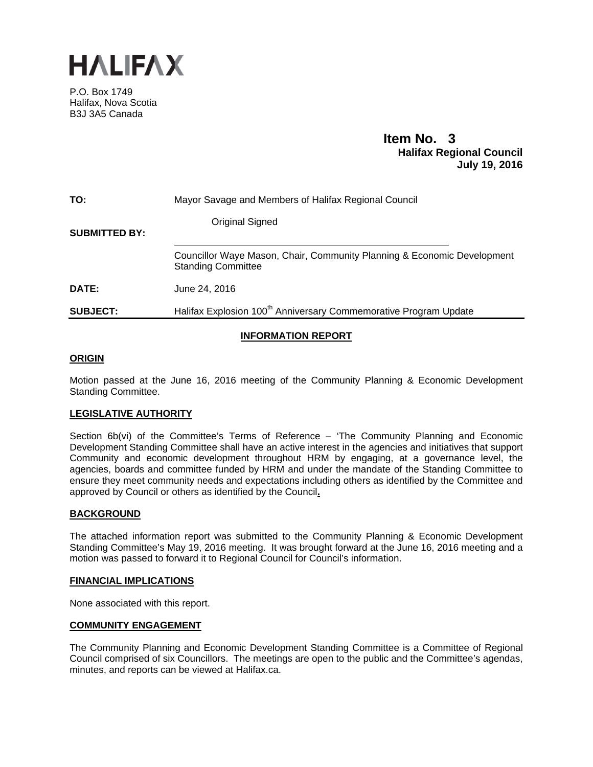# HALIFAX

P.O. Box 1749
Halifax, Nova Scotia
B3J 3A5 Canada

**Item No. 3**
**Halifax Regional Council**
**July 19, 2016**

| | |
|---|---|
| **TO:** | Mayor Savage and Members of Halifax Regional Council |
| **SUBMITTED BY:** | Original Signed<br><br>Councillor Waye Mason, Chair, Community Planning & Economic Development Standing Committee |
| **DATE:** | June 24, 2016 |
| **SUBJECT:** | Halifax Explosion 100th Anniversary Commemorative Program Update |

## INFORMATION REPORT

### ORIGIN

Motion passed at the June 16, 2016 meeting of the Community Planning & Economic Development Standing Committee.

### LEGISLATIVE AUTHORITY

Section 6b(vi) of the Committee's Terms of Reference – 'The Community Planning and Economic Development Standing Committee shall have an active interest in the agencies and initiatives that support Community and economic development throughout HRM by engaging, at a governance level, the agencies, boards and committee funded by HRM and under the mandate of the Standing Committee to ensure they meet community needs and expectations including others as identified by the Committee and approved by Council or others as identified by the Council**.**

### BACKGROUND

The attached information report was submitted to the Community Planning & Economic Development Standing Committee's May 19, 2016 meeting. It was brought forward at the June 16, 2016 meeting and a motion was passed to forward it to Regional Council for Council's information.

### FINANCIAL IMPLICATIONS

None associated with this report.

### COMMUNITY ENGAGEMENT

The Community Planning and Economic Development Standing Committee is a Committee of Regional Council comprised of six Councillors. The meetings are open to the public and the Committee's agendas, minutes, and reports can be viewed at Halifax.ca.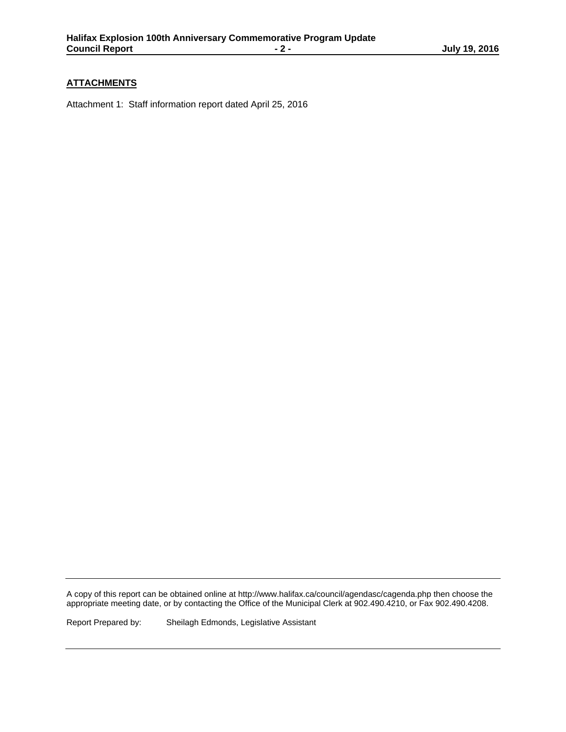## ATTACHMENTS

Attachment 1: Staff information report dated April 25, 2016

---

A copy of this report can be obtained online at http://www.halifax.ca/council/agendasc/cagenda.php then choose the appropriate meeting date, or by contacting the Office of the Municipal Clerk at 902.490.4210, or Fax 902.490.4208.

Report Prepared by: Sheilagh Edmonds, Legislative Assistant

---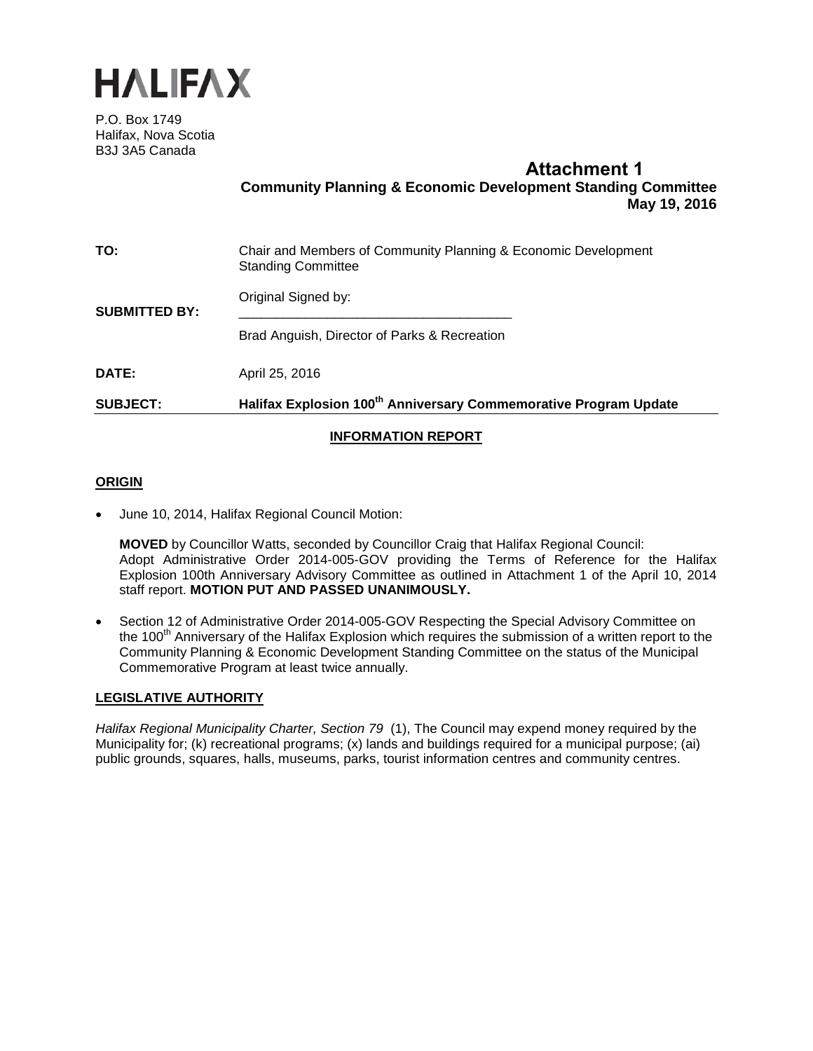# HALIFAX

P.O. Box 1749
Halifax, Nova Scotia
B3J 3A5 Canada

**Attachment 1**
**Community Planning & Economic Development Standing Committee**
**May 19, 2016**

**TO:** Chair and Members of Community Planning & Economic Development Standing Committee

**SUBMITTED BY:** Original Signed by:

Brad Anguish, Director of Parks & Recreation

**DATE:** April 25, 2016

**SUBJECT:** **Halifax Explosion 100th Anniversary Commemorative Program Update**

**INFORMATION REPORT**

## ORIGIN

- June 10, 2014, Halifax Regional Council Motion:

  **MOVED** by Councillor Watts, seconded by Councillor Craig that Halifax Regional Council: Adopt Administrative Order 2014-005-GOV providing the Terms of Reference for the Halifax Explosion 100th Anniversary Advisory Committee as outlined in Attachment 1 of the April 10, 2014 staff report. **MOTION PUT AND PASSED UNANIMOUSLY.**

- Section 12 of Administrative Order 2014-005-GOV Respecting the Special Advisory Committee on the 100th Anniversary of the Halifax Explosion which requires the submission of a written report to the Community Planning & Economic Development Standing Committee on the status of the Municipal Commemorative Program at least twice annually.

## LEGISLATIVE AUTHORITY

*Halifax Regional Municipality Charter, Section 79* (1), The Council may expend money required by the Municipality for; (k) recreational programs; (x) lands and buildings required for a municipal purpose; (ai) public grounds, squares, halls, museums, parks, tourist information centres and community centres.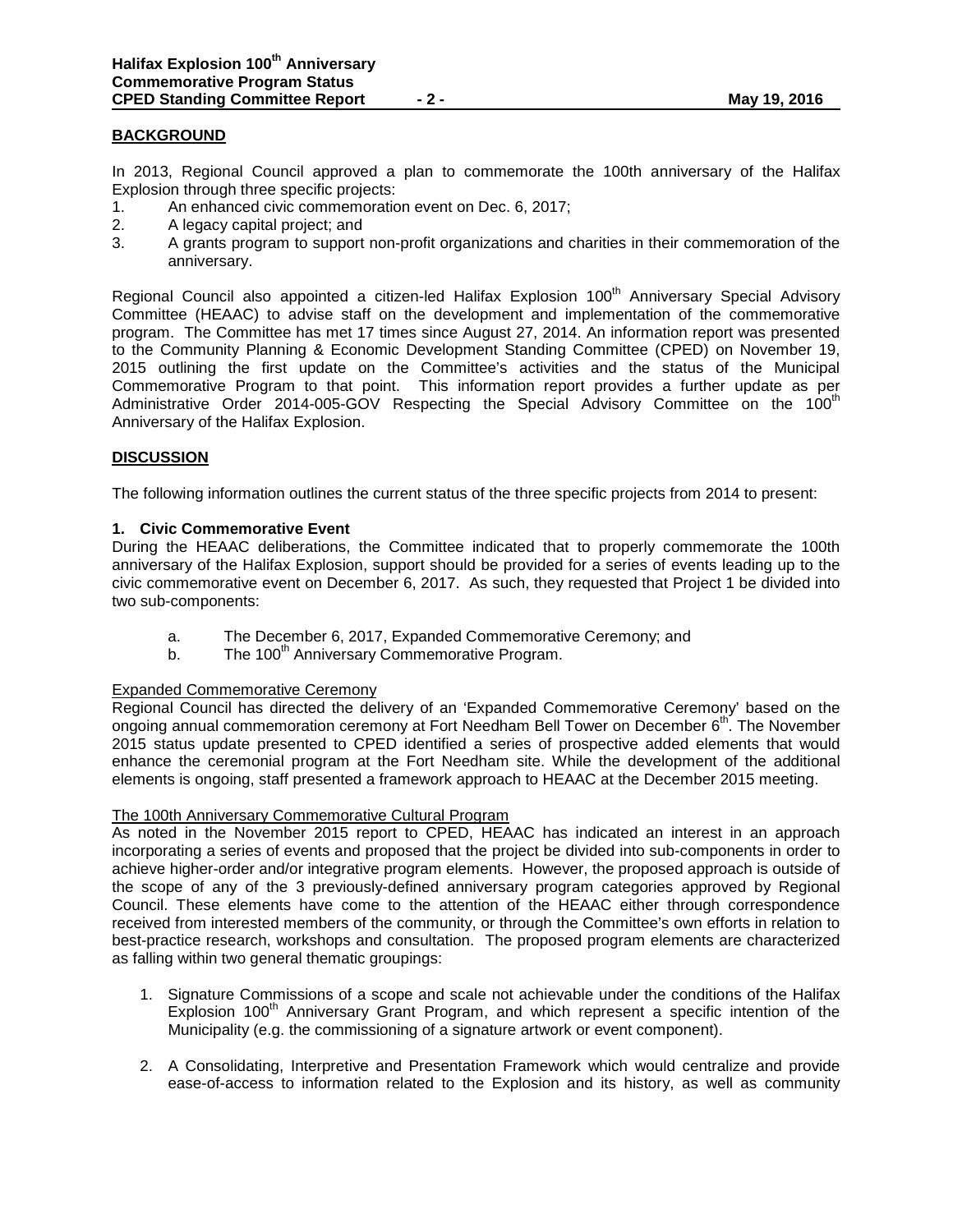## BACKGROUND

In 2013, Regional Council approved a plan to commemorate the 100th anniversary of the Halifax Explosion through three specific projects:

1. An enhanced civic commemoration event on Dec. 6, 2017;
2. A legacy capital project; and
3. A grants program to support non-profit organizations and charities in their commemoration of the anniversary.

Regional Council also appointed a citizen-led Halifax Explosion 100th Anniversary Special Advisory Committee (HEAAC) to advise staff on the development and implementation of the commemorative program. The Committee has met 17 times since August 27, 2014. An information report was presented to the Community Planning & Economic Development Standing Committee (CPED) on November 19, 2015 outlining the first update on the Committee's activities and the status of the Municipal Commemorative Program to that point. This information report provides a further update as per Administrative Order 2014-005-GOV Respecting the Special Advisory Committee on the 100th Anniversary of the Halifax Explosion.

## DISCUSSION

The following information outlines the current status of the three specific projects from 2014 to present:

### 1. Civic Commemorative Event

During the HEAAC deliberations, the Committee indicated that to properly commemorate the 100th anniversary of the Halifax Explosion, support should be provided for a series of events leading up to the civic commemorative event on December 6, 2017. As such, they requested that Project 1 be divided into two sub-components:

a. The December 6, 2017, Expanded Commemorative Ceremony; and
b. The 100th Anniversary Commemorative Program.

Expanded Commemorative Ceremony

Regional Council has directed the delivery of an 'Expanded Commemorative Ceremony' based on the ongoing annual commemoration ceremony at Fort Needham Bell Tower on December 6th. The November 2015 status update presented to CPED identified a series of prospective added elements that would enhance the ceremonial program at the Fort Needham site. While the development of the additional elements is ongoing, staff presented a framework approach to HEAAC at the December 2015 meeting.

The 100th Anniversary Commemorative Cultural Program

As noted in the November 2015 report to CPED, HEAAC has indicated an interest in an approach incorporating a series of events and proposed that the project be divided into sub-components in order to achieve higher-order and/or integrative program elements. However, the proposed approach is outside of the scope of any of the 3 previously-defined anniversary program categories approved by Regional Council. These elements have come to the attention of the HEAAC either through correspondence received from interested members of the community, or through the Committee's own efforts in relation to best-practice research, workshops and consultation. The proposed program elements are characterized as falling within two general thematic groupings:

1. Signature Commissions of a scope and scale not achievable under the conditions of the Halifax Explosion 100th Anniversary Grant Program, and which represent a specific intention of the Municipality (e.g. the commissioning of a signature artwork or event component).

2. A Consolidating, Interpretive and Presentation Framework which would centralize and provide ease-of-access to information related to the Explosion and its history, as well as community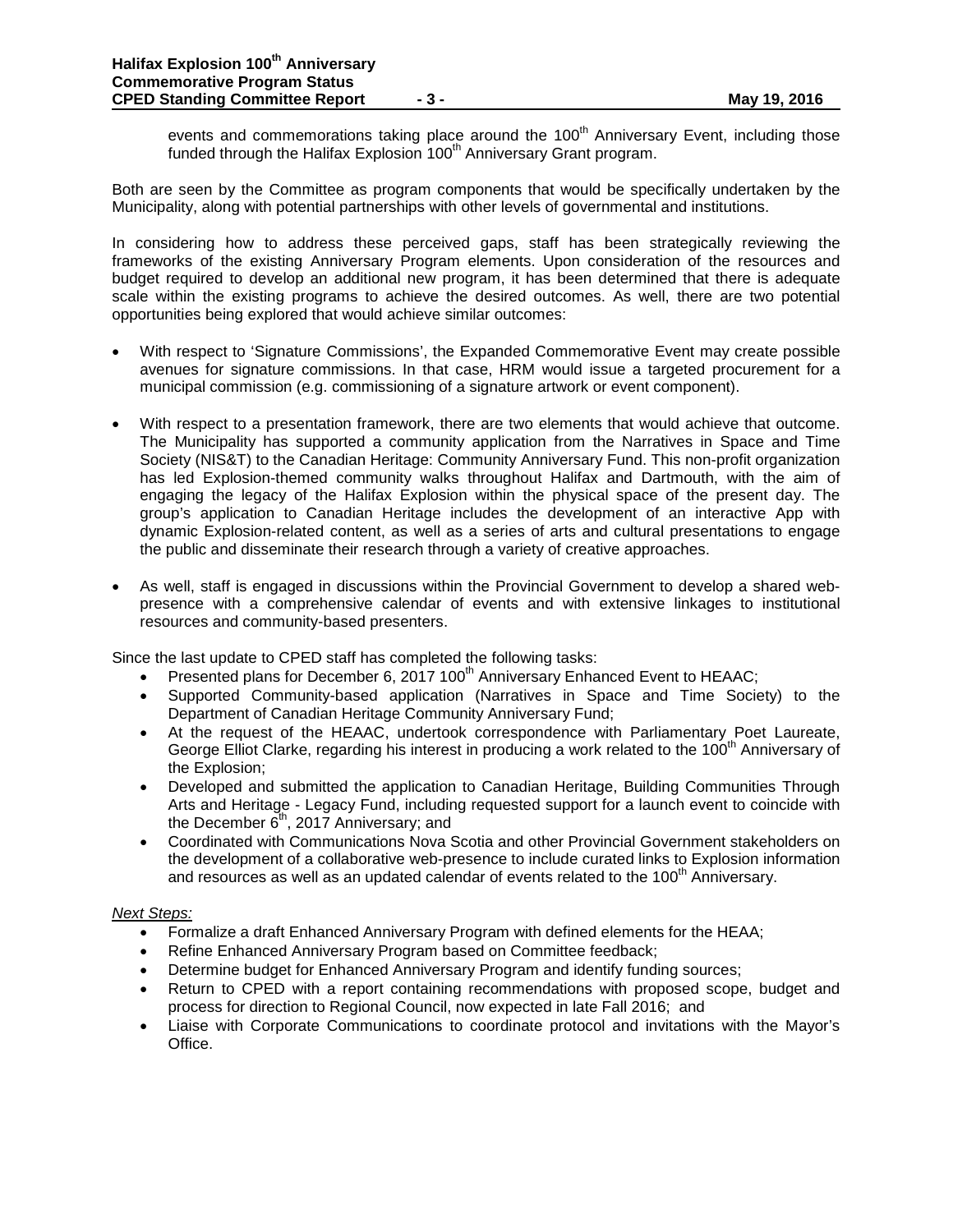events and commemorations taking place around the 100th Anniversary Event, including those funded through the Halifax Explosion 100th Anniversary Grant program.

Both are seen by the Committee as program components that would be specifically undertaken by the Municipality, along with potential partnerships with other levels of governmental and institutions.

In considering how to address these perceived gaps, staff has been strategically reviewing the frameworks of the existing Anniversary Program elements. Upon consideration of the resources and budget required to develop an additional new program, it has been determined that there is adequate scale within the existing programs to achieve the desired outcomes. As well, there are two potential opportunities being explored that would achieve similar outcomes:

- With respect to 'Signature Commissions', the Expanded Commemorative Event may create possible avenues for signature commissions. In that case, HRM would issue a targeted procurement for a municipal commission (e.g. commissioning of a signature artwork or event component).
- With respect to a presentation framework, there are two elements that would achieve that outcome. The Municipality has supported a community application from the Narratives in Space and Time Society (NIS&T) to the Canadian Heritage: Community Anniversary Fund. This non-profit organization has led Explosion-themed community walks throughout Halifax and Dartmouth, with the aim of engaging the legacy of the Halifax Explosion within the physical space of the present day. The group's application to Canadian Heritage includes the development of an interactive App with dynamic Explosion-related content, as well as a series of arts and cultural presentations to engage the public and disseminate their research through a variety of creative approaches.
- As well, staff is engaged in discussions within the Provincial Government to develop a shared web-presence with a comprehensive calendar of events and with extensive linkages to institutional resources and community-based presenters.

Since the last update to CPED staff has completed the following tasks:

- Presented plans for December 6, 2017 100th Anniversary Enhanced Event to HEAAC;
- Supported Community-based application (Narratives in Space and Time Society) to the Department of Canadian Heritage Community Anniversary Fund;
- At the request of the HEAAC, undertook correspondence with Parliamentary Poet Laureate, George Elliot Clarke, regarding his interest in producing a work related to the 100th Anniversary of the Explosion;
- Developed and submitted the application to Canadian Heritage, Building Communities Through Arts and Heritage - Legacy Fund, including requested support for a launch event to coincide with the December 6th, 2017 Anniversary; and
- Coordinated with Communications Nova Scotia and other Provincial Government stakeholders on the development of a collaborative web-presence to include curated links to Explosion information and resources as well as an updated calendar of events related to the 100th Anniversary.

*Next Steps:*

- Formalize a draft Enhanced Anniversary Program with defined elements for the HEAA;
- Refine Enhanced Anniversary Program based on Committee feedback;
- Determine budget for Enhanced Anniversary Program and identify funding sources;
- Return to CPED with a report containing recommendations with proposed scope, budget and process for direction to Regional Council, now expected in late Fall 2016; and
- Liaise with Corporate Communications to coordinate protocol and invitations with the Mayor's Office.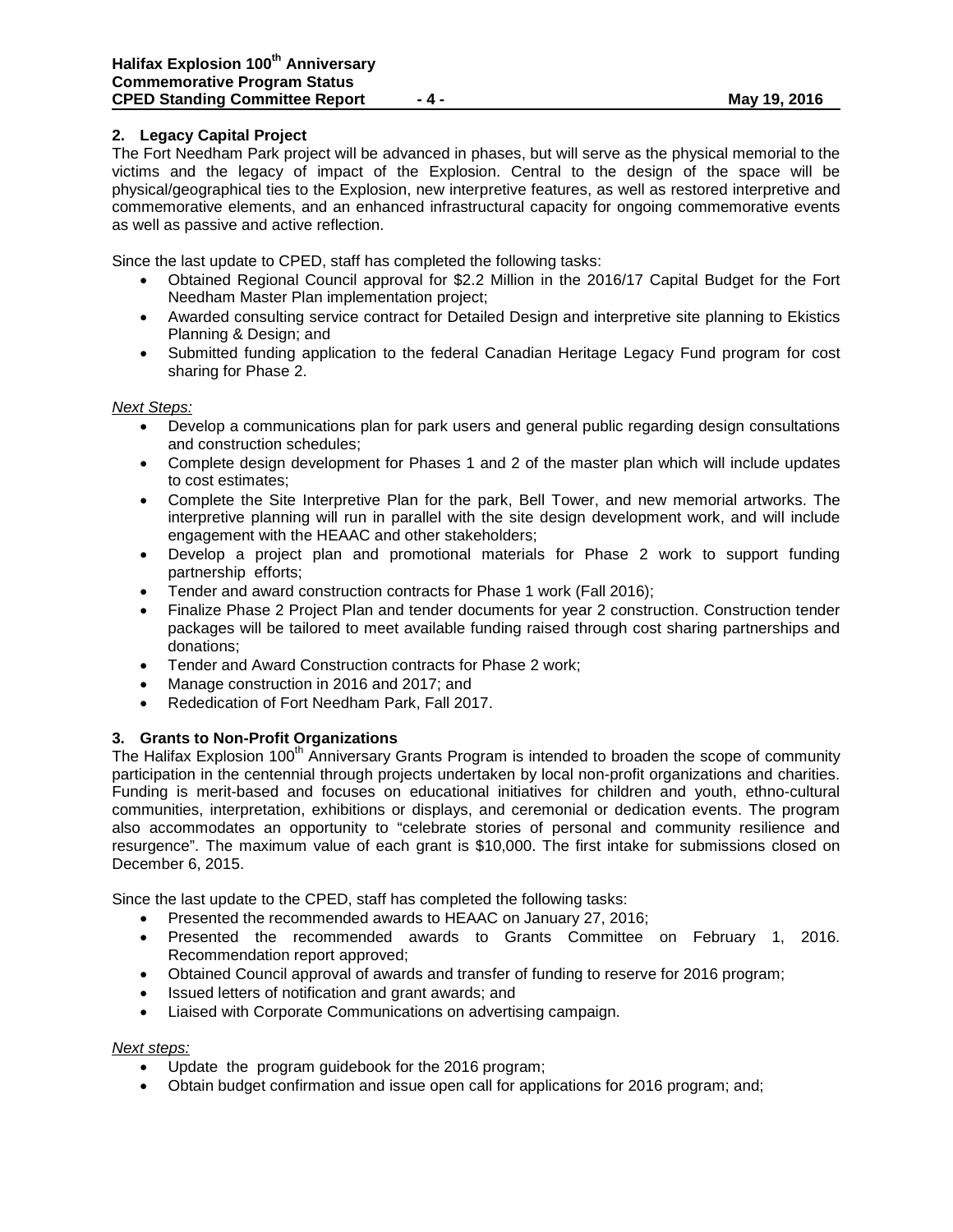### 2. Legacy Capital Project

The Fort Needham Park project will be advanced in phases, but will serve as the physical memorial to the victims and the legacy of impact of the Explosion. Central to the design of the space will be physical/geographical ties to the Explosion, new interpretive features, as well as restored interpretive and commemorative elements, and an enhanced infrastructural capacity for ongoing commemorative events as well as passive and active reflection.

Since the last update to CPED, staff has completed the following tasks:

- Obtained Regional Council approval for $2.2 Million in the 2016/17 Capital Budget for the Fort Needham Master Plan implementation project;
- Awarded consulting service contract for Detailed Design and interpretive site planning to Ekistics Planning & Design; and
- Submitted funding application to the federal Canadian Heritage Legacy Fund program for cost sharing for Phase 2.

*Next Steps:*

- Develop a communications plan for park users and general public regarding design consultations and construction schedules;
- Complete design development for Phases 1 and 2 of the master plan which will include updates to cost estimates;
- Complete the Site Interpretive Plan for the park, Bell Tower, and new memorial artworks. The interpretive planning will run in parallel with the site design development work, and will include engagement with the HEAAC and other stakeholders;
- Develop a project plan and promotional materials for Phase 2 work to support funding partnership efforts;
- Tender and award construction contracts for Phase 1 work (Fall 2016);
- Finalize Phase 2 Project Plan and tender documents for year 2 construction. Construction tender packages will be tailored to meet available funding raised through cost sharing partnerships and donations;
- Tender and Award Construction contracts for Phase 2 work;
- Manage construction in 2016 and 2017; and
- Rededication of Fort Needham Park, Fall 2017.

### 3. Grants to Non-Profit Organizations

The Halifax Explosion 100th Anniversary Grants Program is intended to broaden the scope of community participation in the centennial through projects undertaken by local non-profit organizations and charities. Funding is merit-based and focuses on educational initiatives for children and youth, ethno-cultural communities, interpretation, exhibitions or displays, and ceremonial or dedication events. The program also accommodates an opportunity to "celebrate stories of personal and community resilience and resurgence". The maximum value of each grant is $10,000. The first intake for submissions closed on December 6, 2015.

Since the last update to the CPED, staff has completed the following tasks:

- Presented the recommended awards to HEAAC on January 27, 2016;
- Presented the recommended awards to Grants Committee on February 1, 2016. Recommendation report approved;
- Obtained Council approval of awards and transfer of funding to reserve for 2016 program;
- Issued letters of notification and grant awards; and
- Liaised with Corporate Communications on advertising campaign.

*Next steps:*

- Update the program guidebook for the 2016 program;
- Obtain budget confirmation and issue open call for applications for 2016 program; and;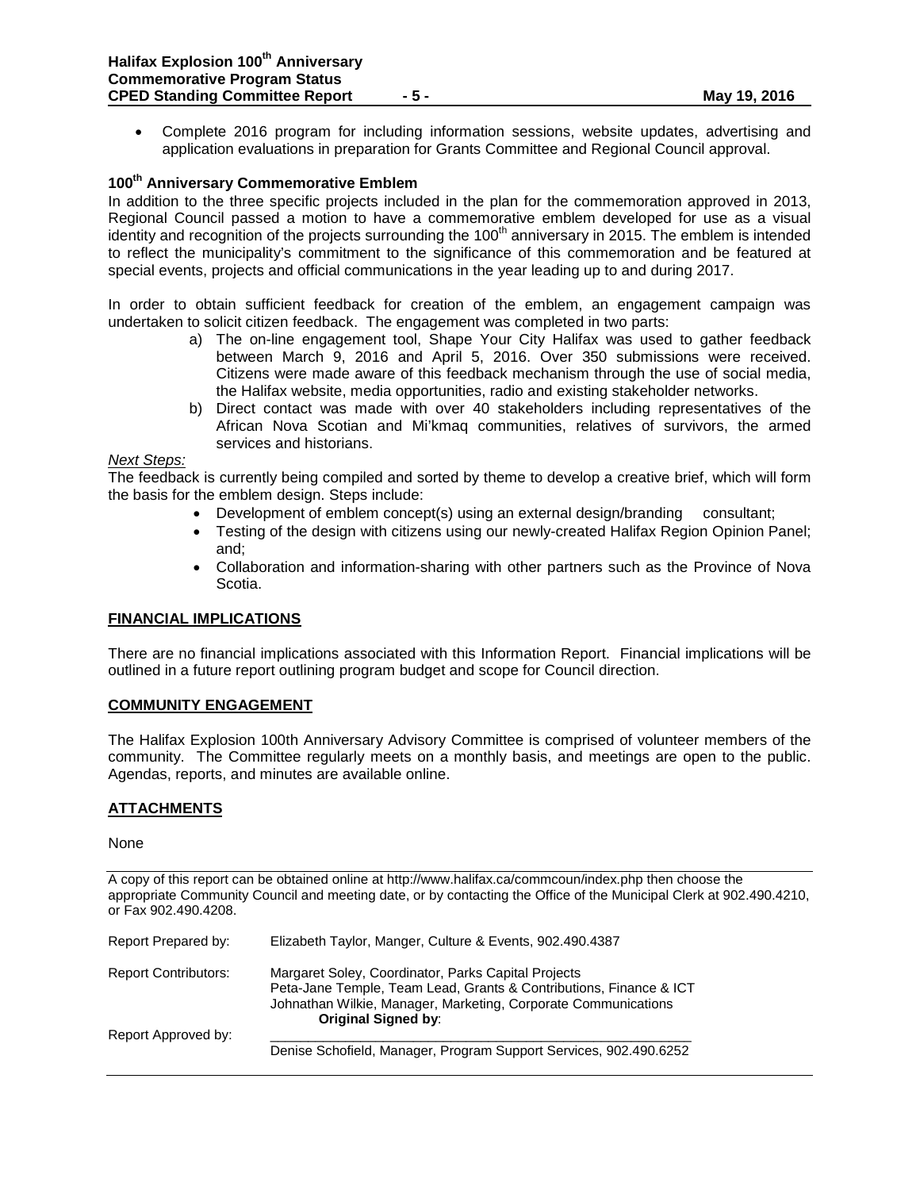- Complete 2016 program for including information sessions, website updates, advertising and application evaluations in preparation for Grants Committee and Regional Council approval.

**100th Anniversary Commemorative Emblem**

In addition to the three specific projects included in the plan for the commemoration approved in 2013, Regional Council passed a motion to have a commemorative emblem developed for use as a visual identity and recognition of the projects surrounding the 100th anniversary in 2015. The emblem is intended to reflect the municipality's commitment to the significance of this commemoration and be featured at special events, projects and official communications in the year leading up to and during 2017.

In order to obtain sufficient feedback for creation of the emblem, an engagement campaign was undertaken to solicit citizen feedback. The engagement was completed in two parts:

a) The on-line engagement tool, Shape Your City Halifax was used to gather feedback between March 9, 2016 and April 5, 2016. Over 350 submissions were received. Citizens were made aware of this feedback mechanism through the use of social media, the Halifax website, media opportunities, radio and existing stakeholder networks.
b) Direct contact was made with over 40 stakeholders including representatives of the African Nova Scotian and Mi'kmaq communities, relatives of survivors, the armed services and historians.

*Next Steps:*

The feedback is currently being compiled and sorted by theme to develop a creative brief, which will form the basis for the emblem design. Steps include:

- Development of emblem concept(s) using an external design/branding consultant;
- Testing of the design with citizens using our newly-created Halifax Region Opinion Panel; and;
- Collaboration and information-sharing with other partners such as the Province of Nova Scotia.

## FINANCIAL IMPLICATIONS

There are no financial implications associated with this Information Report. Financial implications will be outlined in a future report outlining program budget and scope for Council direction.

## COMMUNITY ENGAGEMENT

The Halifax Explosion 100th Anniversary Advisory Committee is comprised of volunteer members of the community. The Committee regularly meets on a monthly basis, and meetings are open to the public. Agendas, reports, and minutes are available online.

## ATTACHMENTS

None

---

A copy of this report can be obtained online at http://www.halifax.ca/commcoun/index.php then choose the appropriate Community Council and meeting date, or by contacting the Office of the Municipal Clerk at 902.490.4210, or Fax 902.490.4208.

Report Prepared by: Elizabeth Taylor, Manger, Culture & Events, 902.490.4387

Report Contributors: Margaret Soley, Coordinator, Parks Capital Projects
Peta-Jane Temple, Team Lead, Grants & Contributions, Finance & ICT
Johnathan Wilkie, Manager, Marketing, Corporate Communications

**Original Signed by**:

Report Approved by: ___________________________________________________________
Denise Schofield, Manager, Program Support Services, 902.490.6252